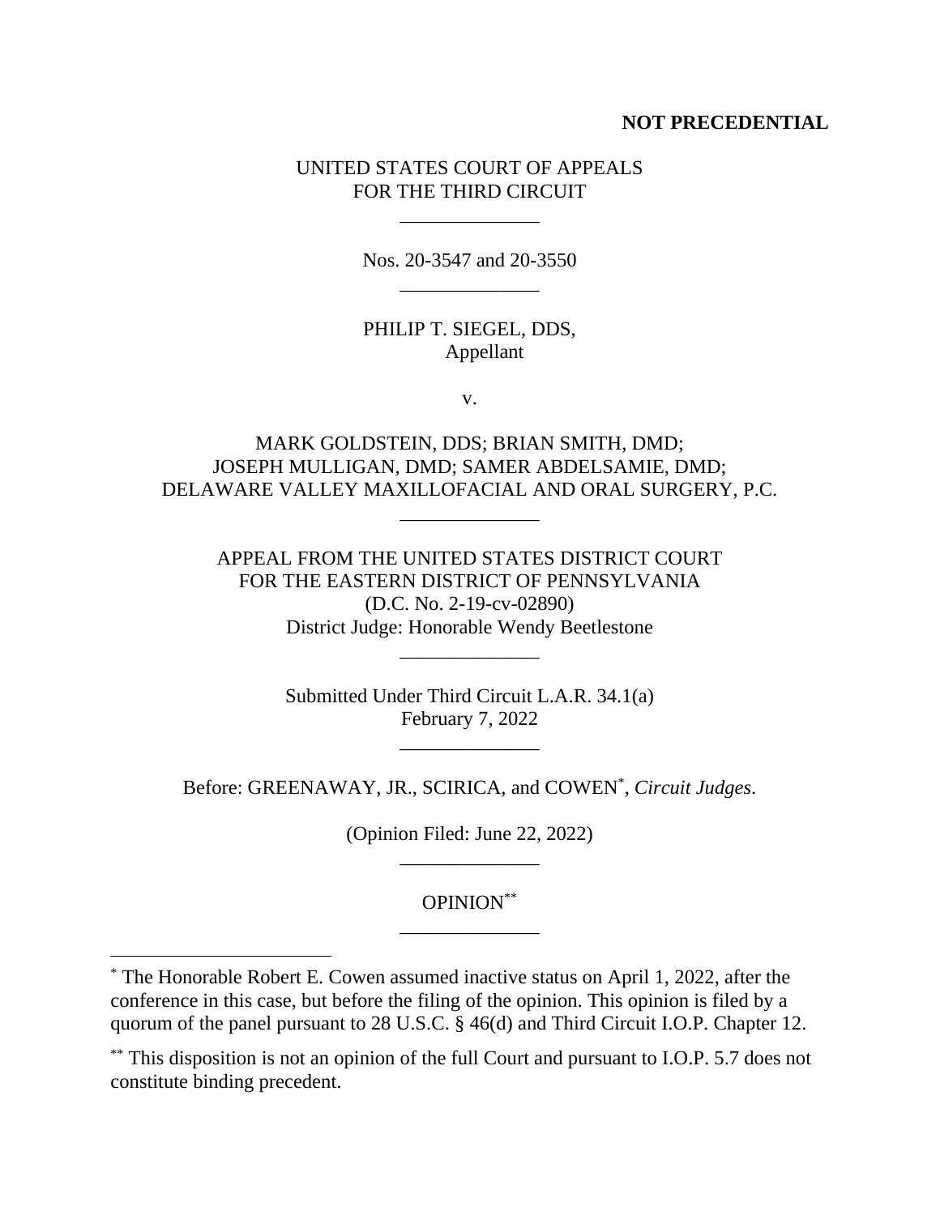**NOT PRECEDENTIAL**

UNITED STATES COURT OF APPEALS
FOR THE THIRD CIRCUIT

\_\_\_\_\_\_\_\_\_\_\_\_\_\_

Nos. 20-3547 and 20-3550

\_\_\_\_\_\_\_\_\_\_\_\_\_\_

PHILIP T. SIEGEL, DDS,
Appellant

v.

MARK GOLDSTEIN, DDS; BRIAN SMITH, DMD;
JOSEPH MULLIGAN, DMD; SAMER ABDELSAMIE, DMD;
DELAWARE VALLEY MAXILLOFACIAL AND ORAL SURGERY, P.C.

\_\_\_\_\_\_\_\_\_\_\_\_\_\_

APPEAL FROM THE UNITED STATES DISTRICT COURT
FOR THE EASTERN DISTRICT OF PENNSYLVANIA
(D.C. No. 2-19-cv-02890)
District Judge: Honorable Wendy Beetlestone

\_\_\_\_\_\_\_\_\_\_\_\_\_\_

Submitted Under Third Circuit L.A.R. 34.1(a)
February 7, 2022

\_\_\_\_\_\_\_\_\_\_\_\_\_\_

Before: GREENAWAY, JR., SCIRICA, and COWEN[*], *Circuit Judges*.

(Opinion Filed: June 22, 2022)

\_\_\_\_\_\_\_\_\_\_\_\_\_\_

OPINION[**]

\_\_\_\_\_\_\_\_\_\_\_\_\_\_

[*] The Honorable Robert E. Cowen assumed inactive status on April 1, 2022, after the conference in this case, but before the filing of the opinion. This opinion is filed by a quorum of the panel pursuant to 28 U.S.C. § 46(d) and Third Circuit I.O.P. Chapter 12.

[**] This disposition is not an opinion of the full Court and pursuant to I.O.P. 5.7 does not constitute binding precedent.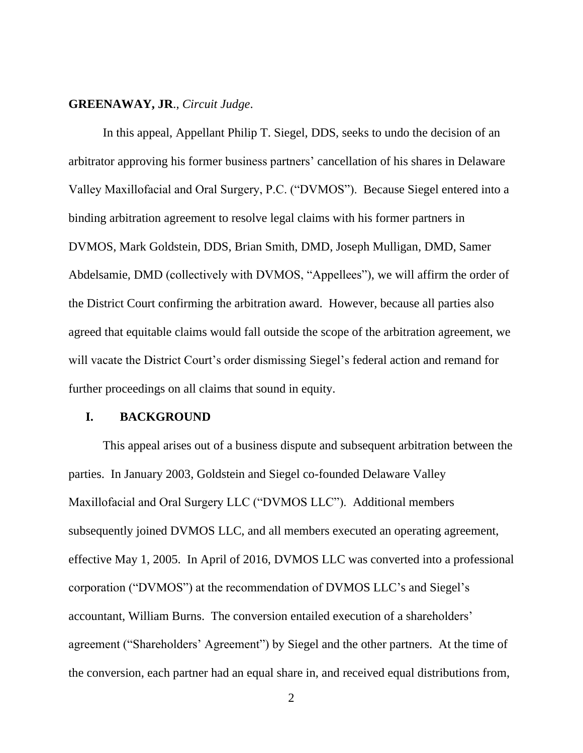**GREENAWAY, JR.**, *Circuit Judge*.

In this appeal, Appellant Philip T. Siegel, DDS, seeks to undo the decision of an arbitrator approving his former business partners' cancellation of his shares in Delaware Valley Maxillofacial and Oral Surgery, P.C. ("DVMOS"). Because Siegel entered into a binding arbitration agreement to resolve legal claims with his former partners in DVMOS, Mark Goldstein, DDS, Brian Smith, DMD, Joseph Mulligan, DMD, Samer Abdelsamie, DMD (collectively with DVMOS, "Appellees"), we will affirm the order of the District Court confirming the arbitration award. However, because all parties also agreed that equitable claims would fall outside the scope of the arbitration agreement, we will vacate the District Court's order dismissing Siegel's federal action and remand for further proceedings on all claims that sound in equity.

## I. BACKGROUND

This appeal arises out of a business dispute and subsequent arbitration between the parties. In January 2003, Goldstein and Siegel co-founded Delaware Valley Maxillofacial and Oral Surgery LLC ("DVMOS LLC"). Additional members subsequently joined DVMOS LLC, and all members executed an operating agreement, effective May 1, 2005. In April of 2016, DVMOS LLC was converted into a professional corporation ("DVMOS") at the recommendation of DVMOS LLC's and Siegel's accountant, William Burns. The conversion entailed execution of a shareholders' agreement ("Shareholders' Agreement") by Siegel and the other partners. At the time of the conversion, each partner had an equal share in, and received equal distributions from,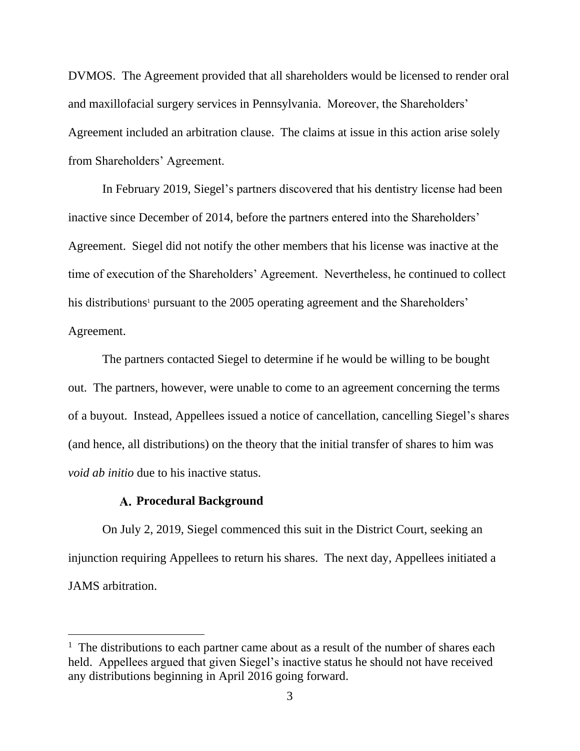DVMOS. The Agreement provided that all shareholders would be licensed to render oral and maxillofacial surgery services in Pennsylvania. Moreover, the Shareholders' Agreement included an arbitration clause. The claims at issue in this action arise solely from Shareholders' Agreement.

In February 2019, Siegel's partners discovered that his dentistry license had been inactive since December of 2014, before the partners entered into the Shareholders' Agreement. Siegel did not notify the other members that his license was inactive at the time of execution of the Shareholders' Agreement. Nevertheless, he continued to collect his distributions[1] pursuant to the 2005 operating agreement and the Shareholders' Agreement.

The partners contacted Siegel to determine if he would be willing to be bought out. The partners, however, were unable to come to an agreement concerning the terms of a buyout. Instead, Appellees issued a notice of cancellation, cancelling Siegel's shares (and hence, all distributions) on the theory that the initial transfer of shares to him was *void ab initio* due to his inactive status.

### A. Procedural Background

On July 2, 2019, Siegel commenced this suit in the District Court, seeking an injunction requiring Appellees to return his shares. The next day, Appellees initiated a JAMS arbitration.

[1] The distributions to each partner came about as a result of the number of shares each held. Appellees argued that given Siegel's inactive status he should not have received any distributions beginning in April 2016 going forward.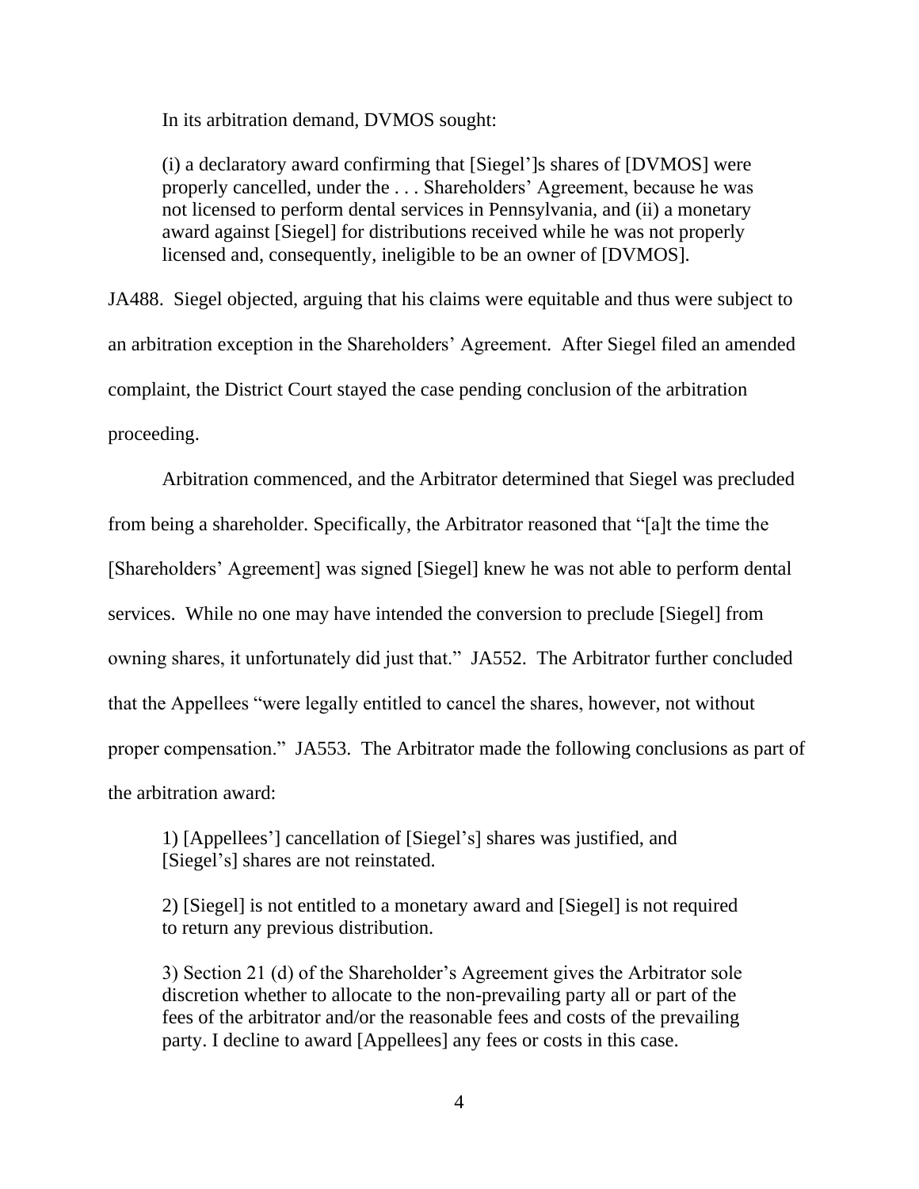In its arbitration demand, DVMOS sought:

> (i) a declaratory award confirming that [Siegel']s shares of [DVMOS] were properly cancelled, under the . . . Shareholders' Agreement, because he was not licensed to perform dental services in Pennsylvania, and (ii) a monetary award against [Siegel] for distributions received while he was not properly licensed and, consequently, ineligible to be an owner of [DVMOS].

JA488. Siegel objected, arguing that his claims were equitable and thus were subject to an arbitration exception in the Shareholders' Agreement. After Siegel filed an amended complaint, the District Court stayed the case pending conclusion of the arbitration proceeding.

Arbitration commenced, and the Arbitrator determined that Siegel was precluded from being a shareholder. Specifically, the Arbitrator reasoned that "[a]t the time the [Shareholders' Agreement] was signed [Siegel] knew he was not able to perform dental services. While no one may have intended the conversion to preclude [Siegel] from owning shares, it unfortunately did just that." JA552. The Arbitrator further concluded that the Appellees "were legally entitled to cancel the shares, however, not without proper compensation." JA553. The Arbitrator made the following conclusions as part of the arbitration award:

> 1) [Appellees'] cancellation of [Siegel's] shares was justified, and [Siegel's] shares are not reinstated.
>
> 2) [Siegel] is not entitled to a monetary award and [Siegel] is not required to return any previous distribution.
>
> 3) Section 21 (d) of the Shareholder's Agreement gives the Arbitrator sole discretion whether to allocate to the non-prevailing party all or part of the fees of the arbitrator and/or the reasonable fees and costs of the prevailing party. I decline to award [Appellees] any fees or costs in this case.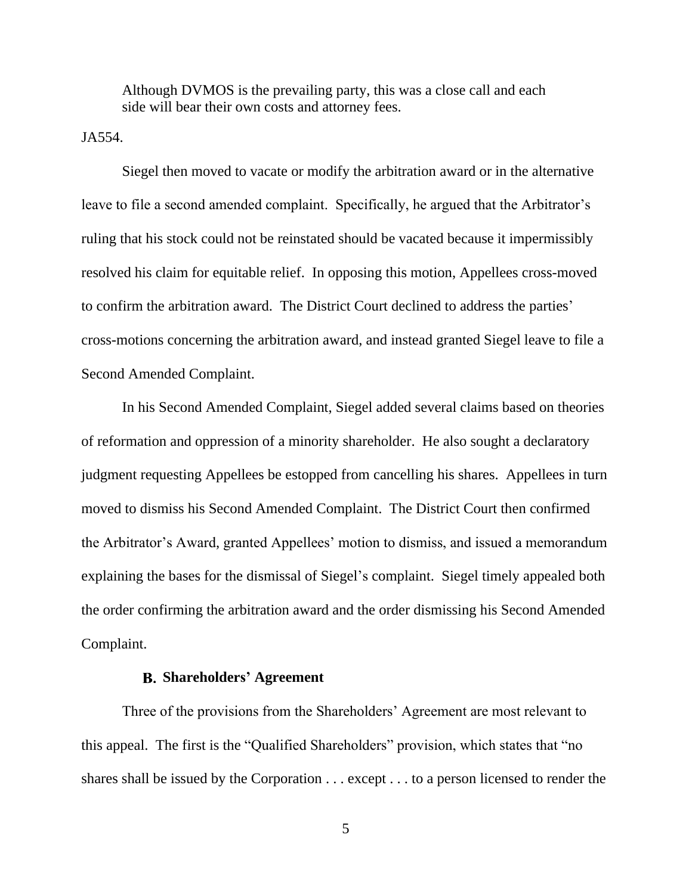> Although DVMOS is the prevailing party, this was a close call and each side will bear their own costs and attorney fees.

JA554.

Siegel then moved to vacate or modify the arbitration award or in the alternative leave to file a second amended complaint. Specifically, he argued that the Arbitrator's ruling that his stock could not be reinstated should be vacated because it impermissibly resolved his claim for equitable relief. In opposing this motion, Appellees cross-moved to confirm the arbitration award. The District Court declined to address the parties' cross-motions concerning the arbitration award, and instead granted Siegel leave to file a Second Amended Complaint.

In his Second Amended Complaint, Siegel added several claims based on theories of reformation and oppression of a minority shareholder. He also sought a declaratory judgment requesting Appellees be estopped from cancelling his shares. Appellees in turn moved to dismiss his Second Amended Complaint. The District Court then confirmed the Arbitrator's Award, granted Appellees' motion to dismiss, and issued a memorandum explaining the bases for the dismissal of Siegel's complaint. Siegel timely appealed both the order confirming the arbitration award and the order dismissing his Second Amended Complaint.

### B. Shareholders' Agreement

Three of the provisions from the Shareholders' Agreement are most relevant to this appeal. The first is the "Qualified Shareholders" provision, which states that "no shares shall be issued by the Corporation . . . except . . . to a person licensed to render the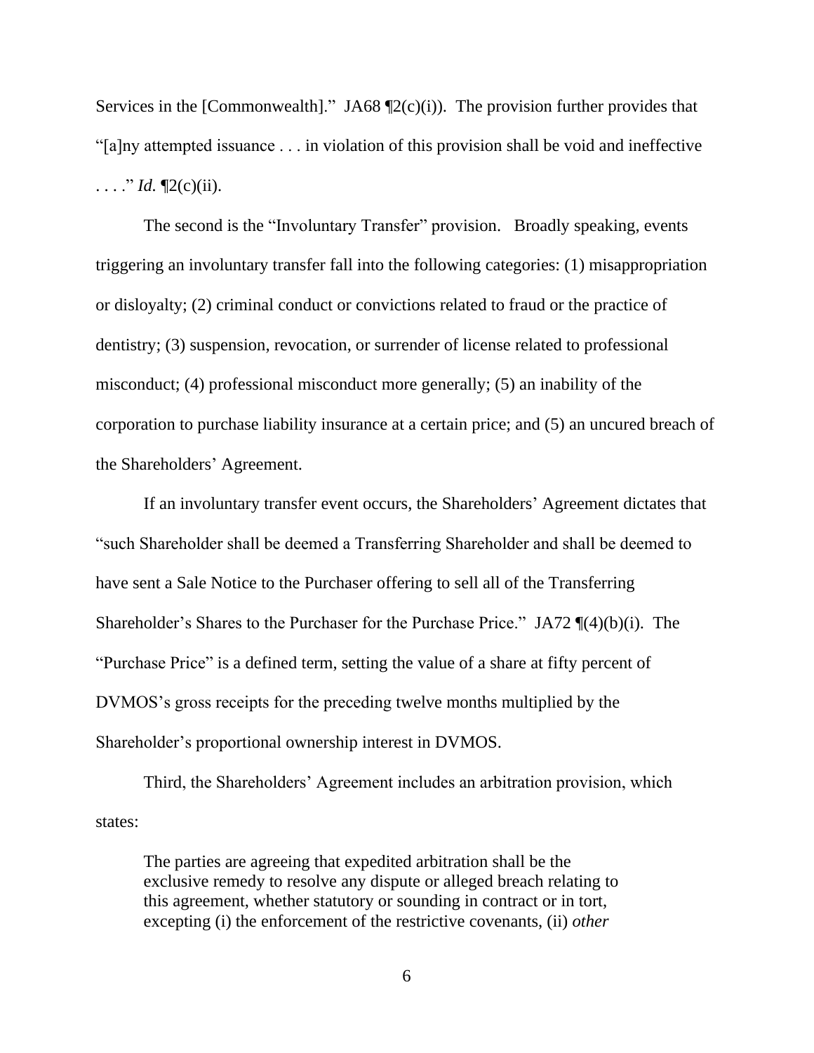Services in the [Commonwealth]." JA68 ¶2(c)(i)). The provision further provides that "[a]ny attempted issuance . . . in violation of this provision shall be void and ineffective . . . ." *Id.* ¶2(c)(ii).

The second is the "Involuntary Transfer" provision. Broadly speaking, events triggering an involuntary transfer fall into the following categories: (1) misappropriation or disloyalty; (2) criminal conduct or convictions related to fraud or the practice of dentistry; (3) suspension, revocation, or surrender of license related to professional misconduct; (4) professional misconduct more generally; (5) an inability of the corporation to purchase liability insurance at a certain price; and (5) an uncured breach of the Shareholders' Agreement.

If an involuntary transfer event occurs, the Shareholders' Agreement dictates that "such Shareholder shall be deemed a Transferring Shareholder and shall be deemed to have sent a Sale Notice to the Purchaser offering to sell all of the Transferring Shareholder's Shares to the Purchaser for the Purchase Price." JA72 ¶(4)(b)(i). The "Purchase Price" is a defined term, setting the value of a share at fifty percent of DVMOS's gross receipts for the preceding twelve months multiplied by the Shareholder's proportional ownership interest in DVMOS.

Third, the Shareholders' Agreement includes an arbitration provision, which states:

> The parties are agreeing that expedited arbitration shall be the exclusive remedy to resolve any dispute or alleged breach relating to this agreement, whether statutory or sounding in contract or in tort, excepting (i) the enforcement of the restrictive covenants, (ii) *other*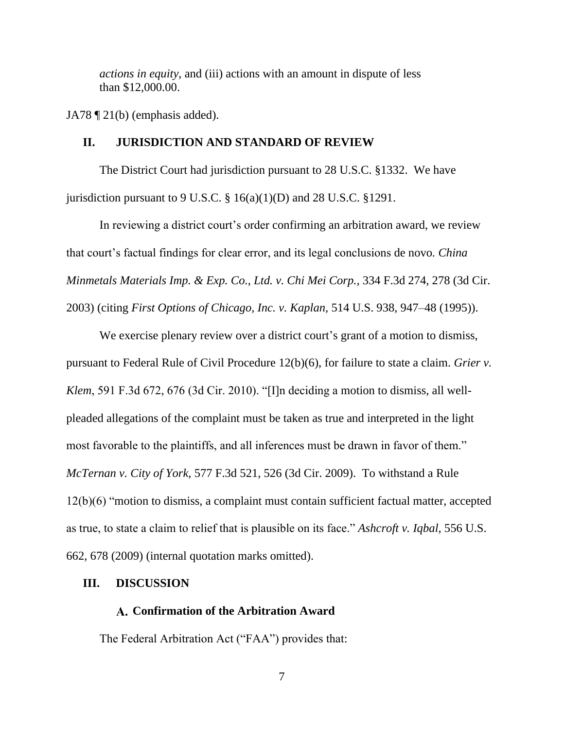*actions in equity*, and (iii) actions with an amount in dispute of less than $12,000.00.

JA78 ¶ 21(b) (emphasis added).

## II. JURISDICTION AND STANDARD OF REVIEW

The District Court had jurisdiction pursuant to 28 U.S.C. §1332. We have jurisdiction pursuant to 9 U.S.C. § 16(a)(1)(D) and 28 U.S.C. §1291.

In reviewing a district court's order confirming an arbitration award, we review that court's factual findings for clear error, and its legal conclusions de novo. *China Minmetals Materials Imp. & Exp. Co., Ltd. v. Chi Mei Corp.*, 334 F.3d 274, 278 (3d Cir. 2003) (citing *First Options of Chicago, Inc. v. Kaplan*, 514 U.S. 938, 947–48 (1995)).

We exercise plenary review over a district court's grant of a motion to dismiss, pursuant to Federal Rule of Civil Procedure 12(b)(6), for failure to state a claim. *Grier v. Klem*, 591 F.3d 672, 676 (3d Cir. 2010). "[I]n deciding a motion to dismiss, all well-pleaded allegations of the complaint must be taken as true and interpreted in the light most favorable to the plaintiffs, and all inferences must be drawn in favor of them." *McTernan v. City of York*, 577 F.3d 521, 526 (3d Cir. 2009). To withstand a Rule 12(b)(6) "motion to dismiss, a complaint must contain sufficient factual matter, accepted as true, to state a claim to relief that is plausible on its face." *Ashcroft v. Iqbal*, 556 U.S. 662, 678 (2009) (internal quotation marks omitted).

## III. DISCUSSION

### A. Confirmation of the Arbitration Award

The Federal Arbitration Act ("FAA") provides that: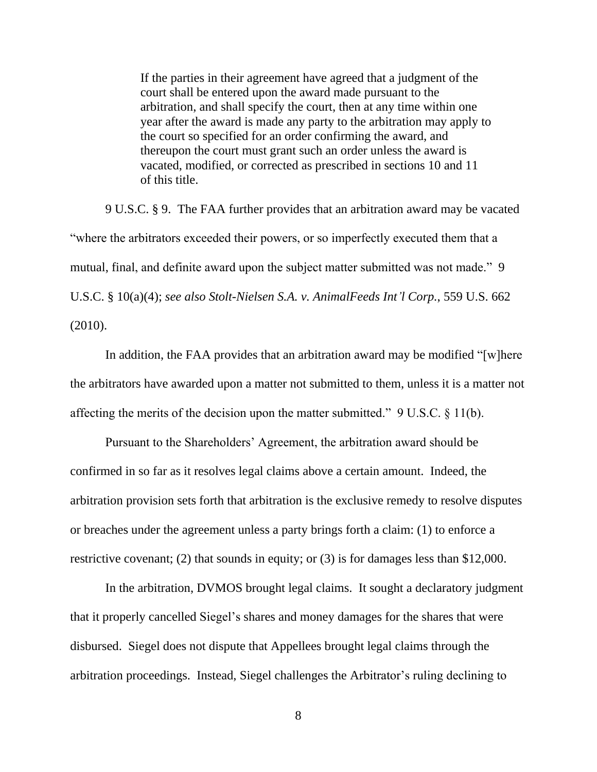> If the parties in their agreement have agreed that a judgment of the court shall be entered upon the award made pursuant to the arbitration, and shall specify the court, then at any time within one year after the award is made any party to the arbitration may apply to the court so specified for an order confirming the award, and thereupon the court must grant such an order unless the award is vacated, modified, or corrected as prescribed in sections 10 and 11 of this title.

9 U.S.C. § 9. The FAA further provides that an arbitration award may be vacated "where the arbitrators exceeded their powers, or so imperfectly executed them that a mutual, final, and definite award upon the subject matter submitted was not made." 9 U.S.C. § 10(a)(4); *see also Stolt-Nielsen S.A. v. AnimalFeeds Int'l Corp.*, 559 U.S. 662 (2010).

In addition, the FAA provides that an arbitration award may be modified "[w]here the arbitrators have awarded upon a matter not submitted to them, unless it is a matter not affecting the merits of the decision upon the matter submitted." 9 U.S.C. § 11(b).

Pursuant to the Shareholders' Agreement, the arbitration award should be confirmed in so far as it resolves legal claims above a certain amount. Indeed, the arbitration provision sets forth that arbitration is the exclusive remedy to resolve disputes or breaches under the agreement unless a party brings forth a claim: (1) to enforce a restrictive covenant; (2) that sounds in equity; or (3) is for damages less than $12,000.

In the arbitration, DVMOS brought legal claims. It sought a declaratory judgment that it properly cancelled Siegel's shares and money damages for the shares that were disbursed. Siegel does not dispute that Appellees brought legal claims through the arbitration proceedings. Instead, Siegel challenges the Arbitrator's ruling declining to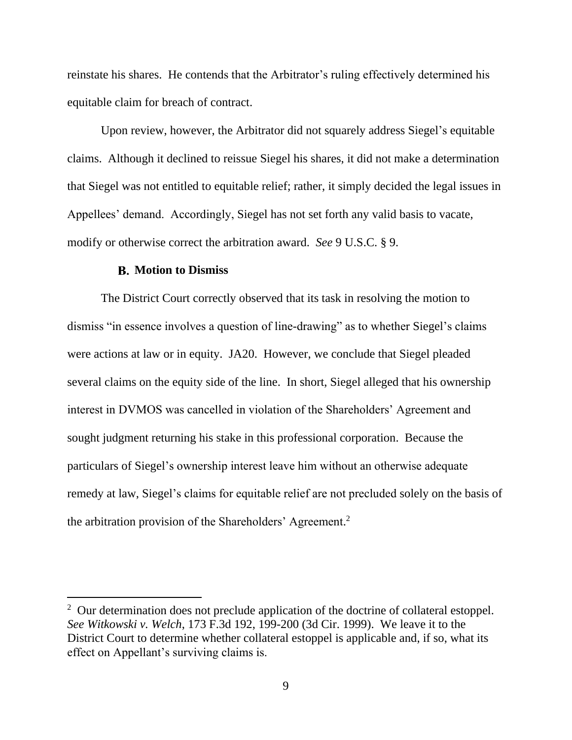reinstate his shares. He contends that the Arbitrator's ruling effectively determined his equitable claim for breach of contract.

Upon review, however, the Arbitrator did not squarely address Siegel's equitable claims. Although it declined to reissue Siegel his shares, it did not make a determination that Siegel was not entitled to equitable relief; rather, it simply decided the legal issues in Appellees' demand. Accordingly, Siegel has not set forth any valid basis to vacate, modify or otherwise correct the arbitration award. *See* 9 U.S.C. § 9.

### B. Motion to Dismiss

The District Court correctly observed that its task in resolving the motion to dismiss "in essence involves a question of line-drawing" as to whether Siegel's claims were actions at law or in equity. JA20. However, we conclude that Siegel pleaded several claims on the equity side of the line. In short, Siegel alleged that his ownership interest in DVMOS was cancelled in violation of the Shareholders' Agreement and sought judgment returning his stake in this professional corporation. Because the particulars of Siegel's ownership interest leave him without an otherwise adequate remedy at law, Siegel's claims for equitable relief are not precluded solely on the basis of the arbitration provision of the Shareholders' Agreement.[2]

---

[2] Our determination does not preclude application of the doctrine of collateral estoppel. *See Witkowski v. Welch*, 173 F.3d 192, 199-200 (3d Cir. 1999). We leave it to the District Court to determine whether collateral estoppel is applicable and, if so, what its effect on Appellant's surviving claims is.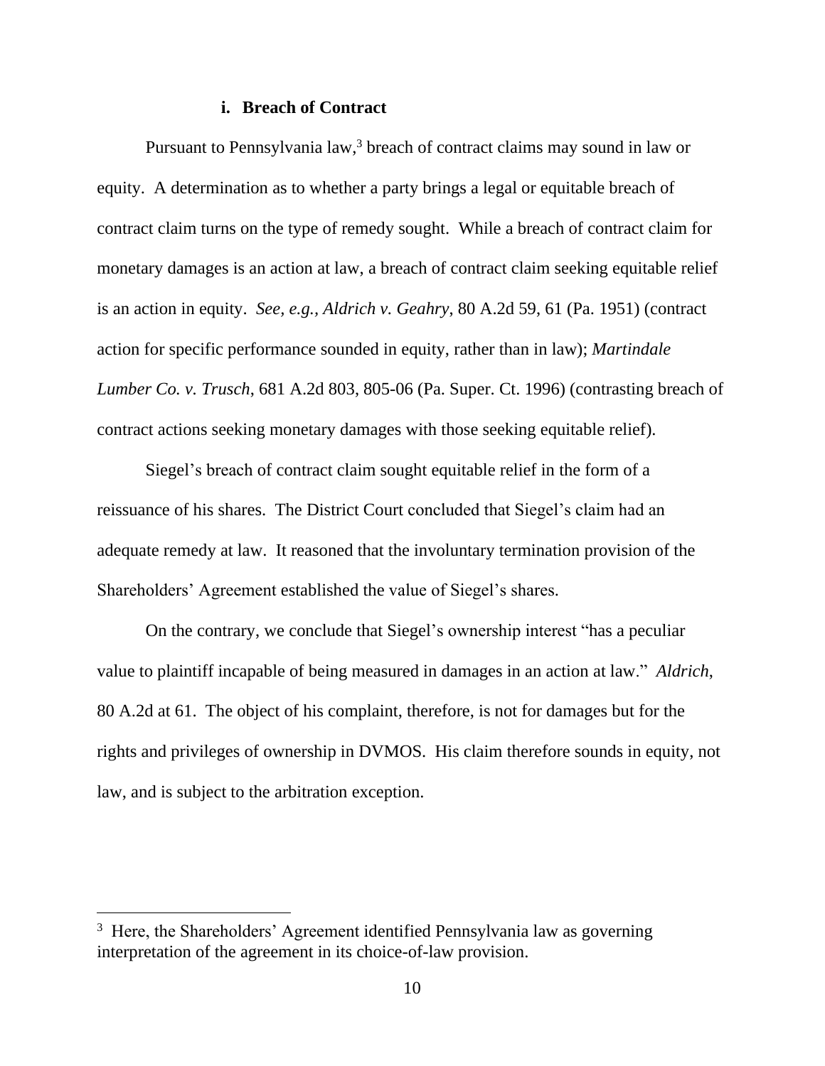### i. **Breach of Contract**

Pursuant to Pennsylvania law,[3] breach of contract claims may sound in law or equity. A determination as to whether a party brings a legal or equitable breach of contract claim turns on the type of remedy sought. While a breach of contract claim for monetary damages is an action at law, a breach of contract claim seeking equitable relief is an action in equity. *See, e.g.*, *Aldrich v. Geahry*, 80 A.2d 59, 61 (Pa. 1951) (contract action for specific performance sounded in equity, rather than in law); *Martindale Lumber Co. v. Trusch*, 681 A.2d 803, 805-06 (Pa. Super. Ct. 1996) (contrasting breach of contract actions seeking monetary damages with those seeking equitable relief).

Siegel's breach of contract claim sought equitable relief in the form of a reissuance of his shares. The District Court concluded that Siegel's claim had an adequate remedy at law. It reasoned that the involuntary termination provision of the Shareholders' Agreement established the value of Siegel's shares.

On the contrary, we conclude that Siegel's ownership interest "has a peculiar value to plaintiff incapable of being measured in damages in an action at law." *Aldrich*, 80 A.2d at 61. The object of his complaint, therefore, is not for damages but for the rights and privileges of ownership in DVMOS. His claim therefore sounds in equity, not law, and is subject to the arbitration exception.

---

[3] Here, the Shareholders' Agreement identified Pennsylvania law as governing interpretation of the agreement in its choice-of-law provision.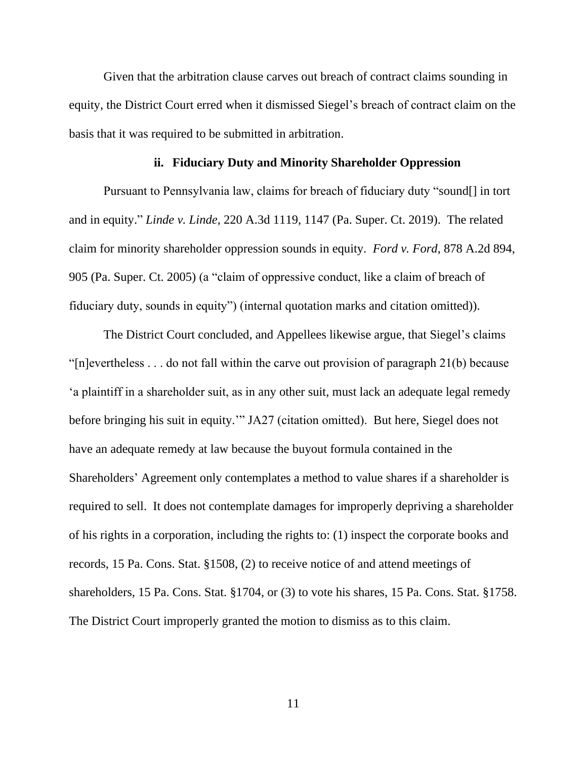Given that the arbitration clause carves out breach of contract claims sounding in equity, the District Court erred when it dismissed Siegel's breach of contract claim on the basis that it was required to be submitted in arbitration.

### ii. Fiduciary Duty and Minority Shareholder Oppression

Pursuant to Pennsylvania law, claims for breach of fiduciary duty "sound[] in tort and in equity." *Linde v. Linde*, 220 A.3d 1119, 1147 (Pa. Super. Ct. 2019). The related claim for minority shareholder oppression sounds in equity. *Ford v. Ford*, 878 A.2d 894, 905 (Pa. Super. Ct. 2005) (a "claim of oppressive conduct, like a claim of breach of fiduciary duty, sounds in equity") (internal quotation marks and citation omitted)).

The District Court concluded, and Appellees likewise argue, that Siegel's claims "[n]evertheless . . . do not fall within the carve out provision of paragraph 21(b) because 'a plaintiff in a shareholder suit, as in any other suit, must lack an adequate legal remedy before bringing his suit in equity.'" JA27 (citation omitted). But here, Siegel does not have an adequate remedy at law because the buyout formula contained in the Shareholders' Agreement only contemplates a method to value shares if a shareholder is required to sell. It does not contemplate damages for improperly depriving a shareholder of his rights in a corporation, including the rights to: (1) inspect the corporate books and records, 15 Pa. Cons. Stat. §1508, (2) to receive notice of and attend meetings of shareholders, 15 Pa. Cons. Stat. §1704, or (3) to vote his shares, 15 Pa. Cons. Stat. §1758. The District Court improperly granted the motion to dismiss as to this claim.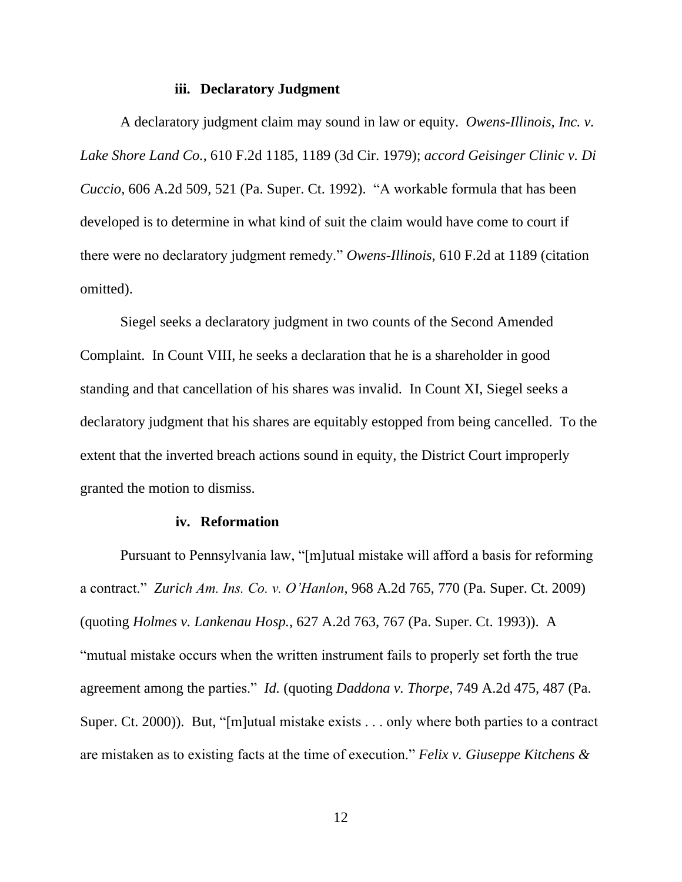#### iii. Declaratory Judgment

A declaratory judgment claim may sound in law or equity. *Owens-Illinois, Inc. v. Lake Shore Land Co.*, 610 F.2d 1185, 1189 (3d Cir. 1979); *accord Geisinger Clinic v. Di Cuccio*, 606 A.2d 509, 521 (Pa. Super. Ct. 1992). "A workable formula that has been developed is to determine in what kind of suit the claim would have come to court if there were no declaratory judgment remedy." *Owens-Illinois*, 610 F.2d at 1189 (citation omitted).

Siegel seeks a declaratory judgment in two counts of the Second Amended Complaint. In Count VIII, he seeks a declaration that he is a shareholder in good standing and that cancellation of his shares was invalid. In Count XI, Siegel seeks a declaratory judgment that his shares are equitably estopped from being cancelled. To the extent that the inverted breach actions sound in equity, the District Court improperly granted the motion to dismiss.

#### iv. Reformation

Pursuant to Pennsylvania law, "[m]utual mistake will afford a basis for reforming a contract." *Zurich Am. Ins. Co. v. O'Hanlon*, 968 A.2d 765, 770 (Pa. Super. Ct. 2009) (quoting *Holmes v. Lankenau Hosp.*, 627 A.2d 763, 767 (Pa. Super. Ct. 1993)). A "mutual mistake occurs when the written instrument fails to properly set forth the true agreement among the parties." *Id.* (quoting *Daddona v. Thorpe*, 749 A.2d 475, 487 (Pa. Super. Ct. 2000)). But, "[m]utual mistake exists . . . only where both parties to a contract are mistaken as to existing facts at the time of execution." *Felix v. Giuseppe Kitchens &*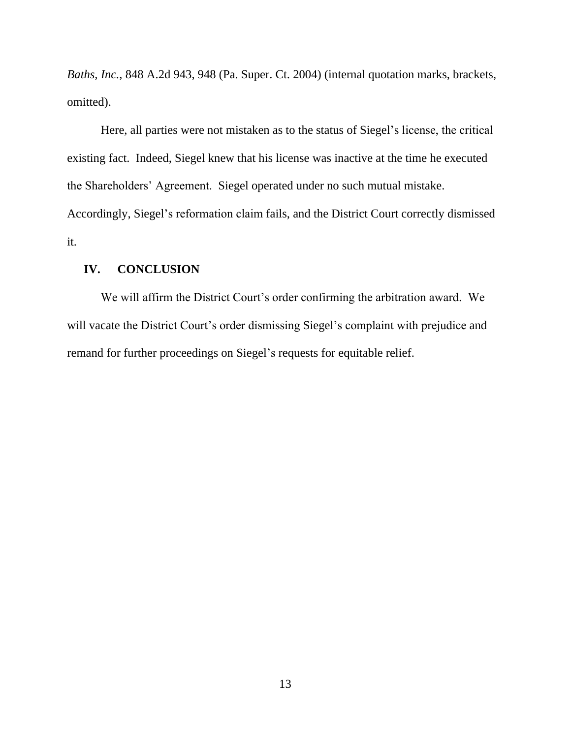*Baths, Inc.*, 848 A.2d 943, 948 (Pa. Super. Ct. 2004) (internal quotation marks, brackets, omitted).

Here, all parties were not mistaken as to the status of Siegel's license, the critical existing fact. Indeed, Siegel knew that his license was inactive at the time he executed the Shareholders' Agreement. Siegel operated under no such mutual mistake. Accordingly, Siegel's reformation claim fails, and the District Court correctly dismissed it.

## IV. CONCLUSION

We will affirm the District Court's order confirming the arbitration award. We will vacate the District Court's order dismissing Siegel's complaint with prejudice and remand for further proceedings on Siegel's requests for equitable relief.